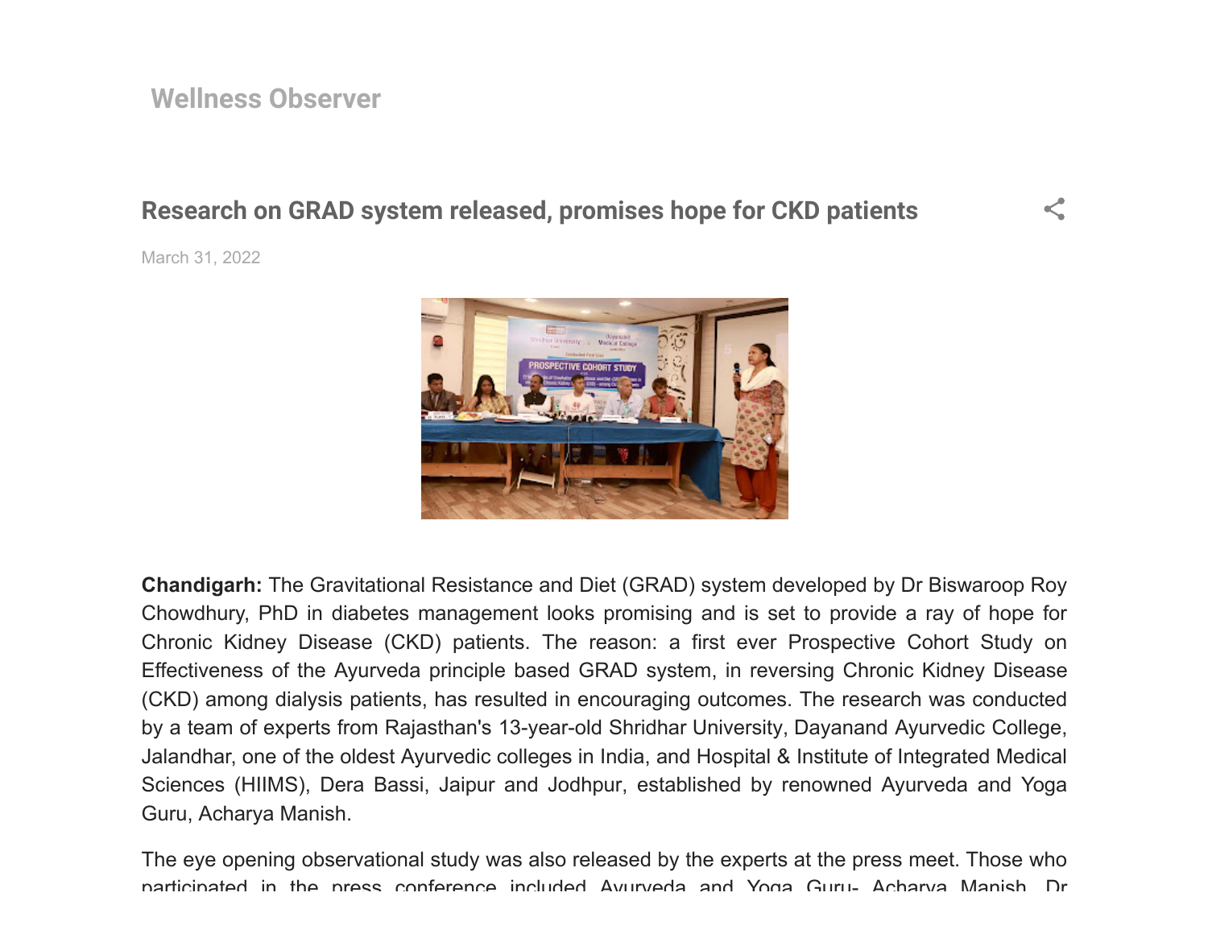Wellness Observer

# Research on GRAD system released, promises hope for CKD patients

March 31, 2022

**Chandigarh:** The Gravitational Resistance and Diet (GRAD) system developed by Dr Biswaroop Roy Chowdhury, PhD in diabetes management looks promising and is set to provide a ray of hope for Chronic Kidney Disease (CKD) patients. The reason: a first ever Prospective Cohort Study on Effectiveness of the Ayurveda principle based GRAD system, in reversing Chronic Kidney Disease (CKD) among dialysis patients, has resulted in encouraging outcomes. The research was conducted by a team of experts from Rajasthan's 13-year-old Shridhar University, Dayanand Ayurvedic College, Jalandhar, one of the oldest Ayurvedic colleges in India, and Hospital & Institute of Integrated Medical Sciences (HIIMS), Dera Bassi, Jaipur and Jodhpur, established by renowned Ayurveda and Yoga Guru, Acharya Manish.

The eye opening observational study was also released by the experts at the press meet. Those who participated in the press conference included Ayurveda and Yoga Guru- Acharya Manish, Dr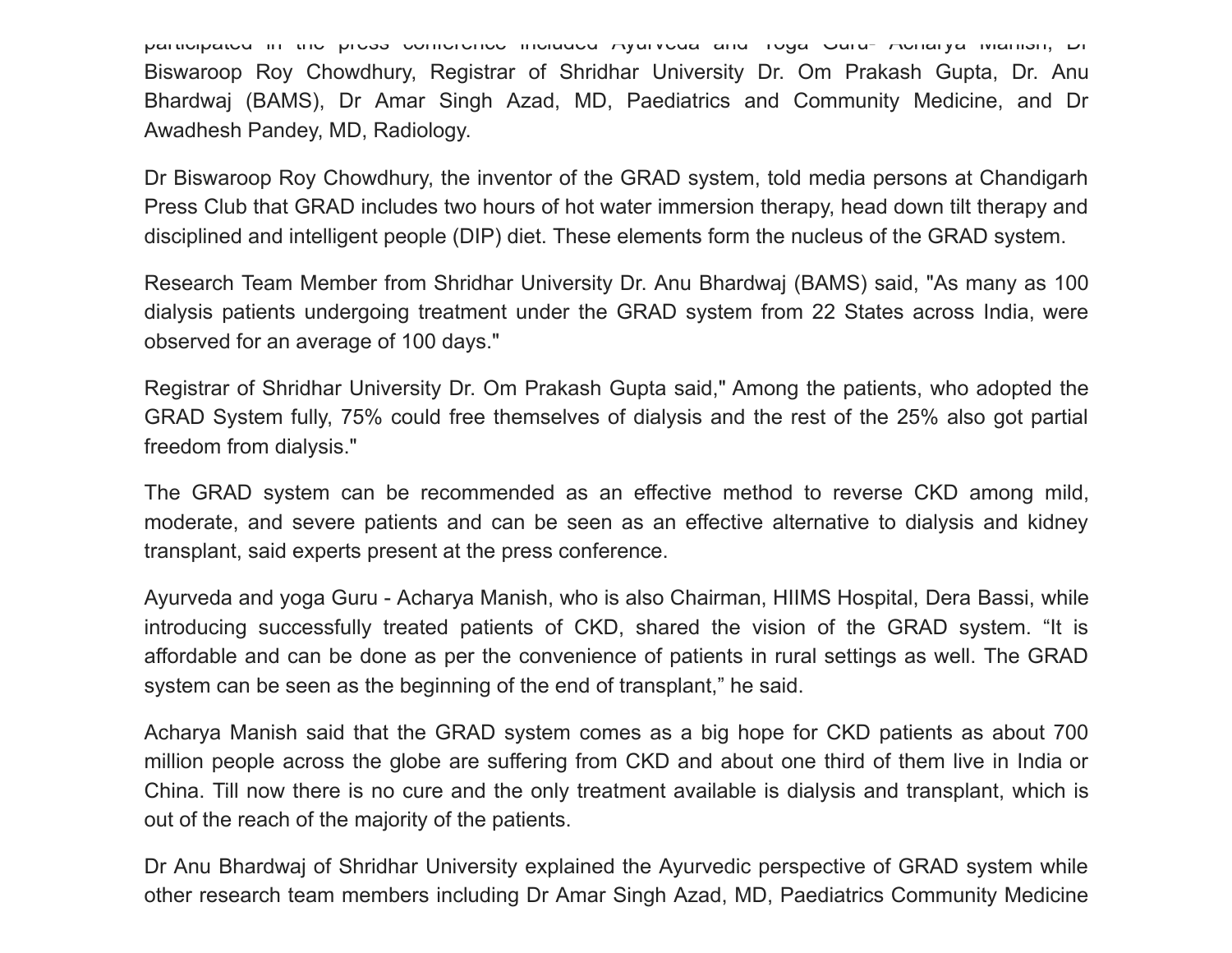participated in the press conference included Ayurveda and Yoga Guru- Acharya Manish, Dr Biswaroop Roy Chowdhury, Registrar of Shridhar University Dr. Om Prakash Gupta, Dr. Anu Bhardwaj (BAMS), Dr Amar Singh Azad, MD, Paediatrics and Community Medicine, and Dr Awadhesh Pandey, MD, Radiology.

Dr Biswaroop Roy Chowdhury, the inventor of the GRAD system, told media persons at Chandigarh Press Club that GRAD includes two hours of hot water immersion therapy, head down tilt therapy and disciplined and intelligent people (DIP) diet. These elements form the nucleus of the GRAD system.

Research Team Member from Shridhar University Dr. Anu Bhardwaj (BAMS) said, "As many as 100 dialysis patients undergoing treatment under the GRAD system from 22 States across India, were observed for an average of 100 days."

Registrar of Shridhar University Dr. Om Prakash Gupta said," Among the patients, who adopted the GRAD System fully, 75% could free themselves of dialysis and the rest of the 25% also got partial freedom from dialysis."

The GRAD system can be recommended as an effective method to reverse CKD among mild, moderate, and severe patients and can be seen as an effective alternative to dialysis and kidney transplant, said experts present at the press conference.

Ayurveda and yoga Guru - Acharya Manish, who is also Chairman, HIIMS Hospital, Dera Bassi, while introducing successfully treated patients of CKD, shared the vision of the GRAD system. “It is affordable and can be done as per the convenience of patients in rural settings as well. The GRAD system can be seen as the beginning of the end of transplant,” he said.

Acharya Manish said that the GRAD system comes as a big hope for CKD patients as about 700 million people across the globe are suffering from CKD and about one third of them live in India or China. Till now there is no cure and the only treatment available is dialysis and transplant, which is out of the reach of the majority of the patients.

Dr Anu Bhardwaj of Shridhar University explained the Ayurvedic perspective of GRAD system while other research team members including Dr Amar Singh Azad, MD, Paediatrics Community Medicine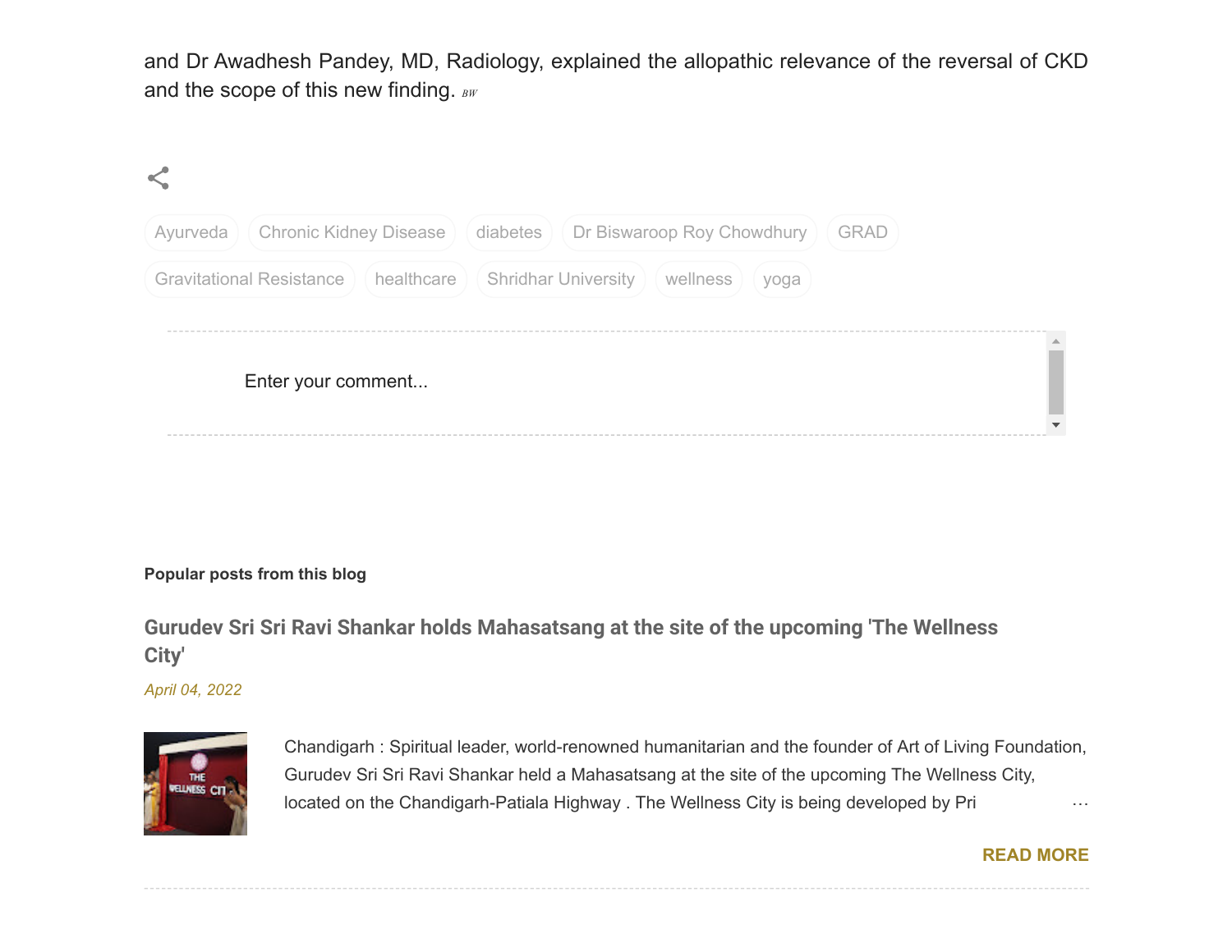and Dr Awadhesh Pandey, MD, Radiology, explained the allopathic relevance of the reversal of CKD and the scope of this new finding. *BW*

Ayurveda | Chronic Kidney Disease | diabetes | Dr Biswaroop Roy Chowdhury | GRAD | Gravitational Resistance | healthcare | Shridhar University | wellness | yoga

Enter your comment...

**Popular posts from this blog**

## Gurudev Sri Sri Ravi Shankar holds Mahasatsang at the site of the upcoming 'The Wellness City'

*April 04, 2022*

Chandigarh : Spiritual leader, world-renowned humanitarian and the founder of Art of Living Foundation, Gurudev Sri Sri Ravi Shankar held a Mahasatsang at the site of the upcoming The Wellness City, located on the Chandigarh-Patiala Highway . The Wellness City is being developed by Pri …

**READ MORE**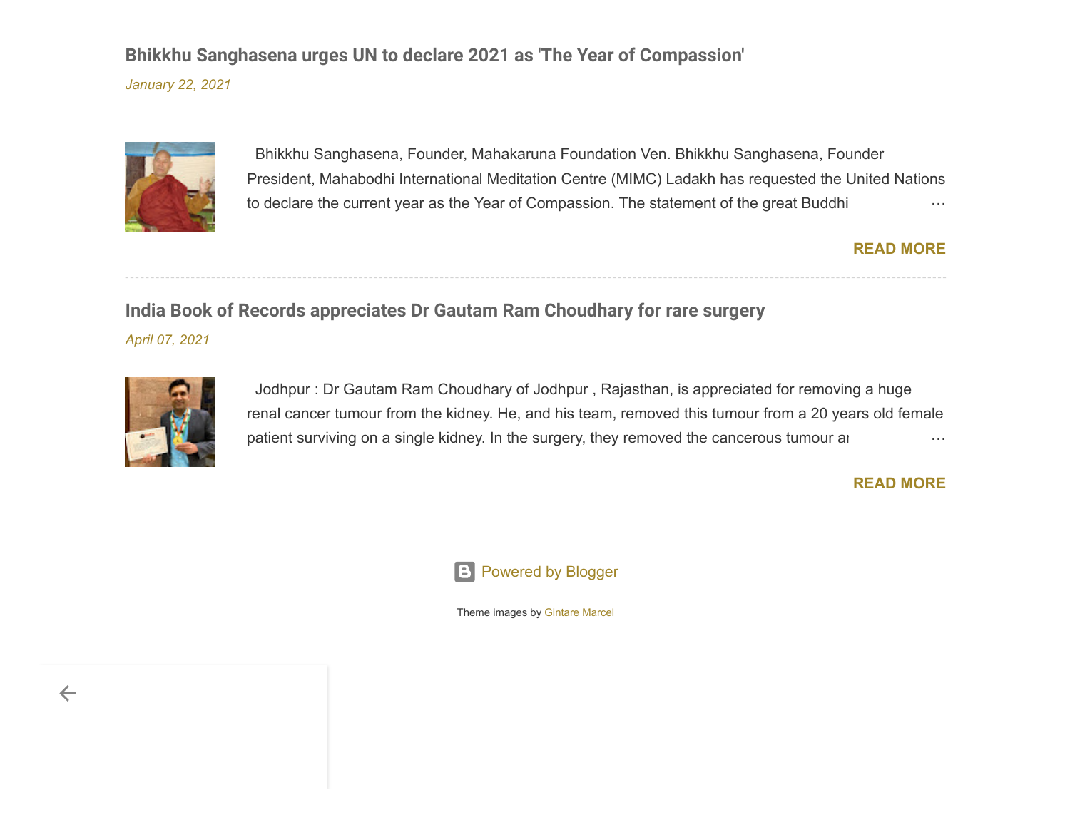## Bhikkhu Sanghasena urges UN to declare 2021 as 'The Year of Compassion'

*January 22, 2021*

Bhikkhu Sanghasena, Founder, Mahakaruna Foundation Ven. Bhikkhu Sanghasena, Founder President, Mahabodhi International Meditation Centre (MIMC) Ladakh has requested the United Nations to declare the current year as the Year of Compassion. The statement of the great Buddhi …

**READ MORE**

---

## India Book of Records appreciates Dr Gautam Ram Choudhary for rare surgery

*April 07, 2021*

Jodhpur : Dr Gautam Ram Choudhary of Jodhpur , Rajasthan, is appreciated for removing a huge renal cancer tumour from the kidney. He, and his team, removed this tumour from a 20 years old female patient surviving on a single kidney. In the surgery, they removed the cancerous tumour ai …

**READ MORE**

Powered by Blogger

Theme images by Gintare Marcel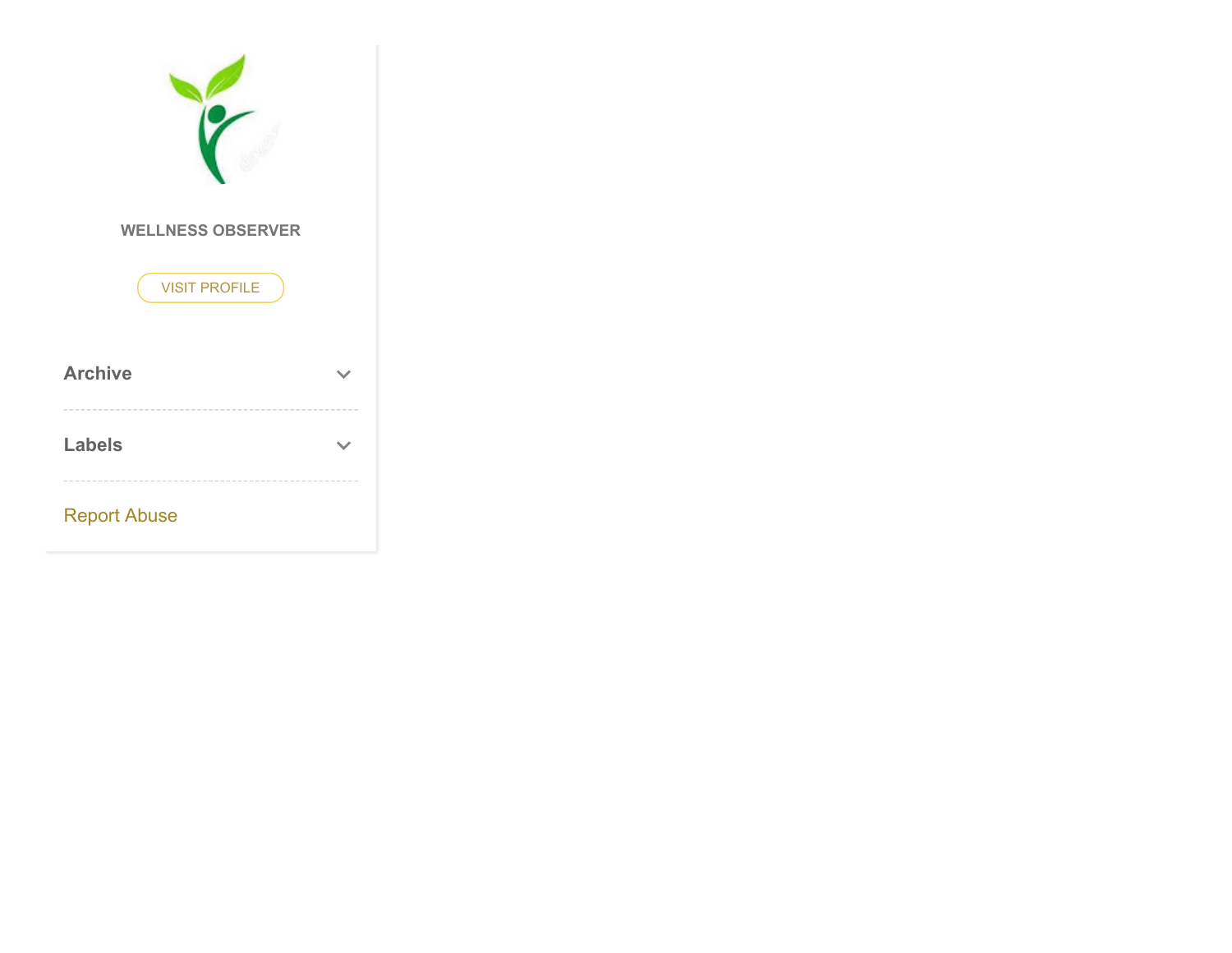WELLNESS OBSERVER

VISIT PROFILE

Archive

Labels

Report Abuse